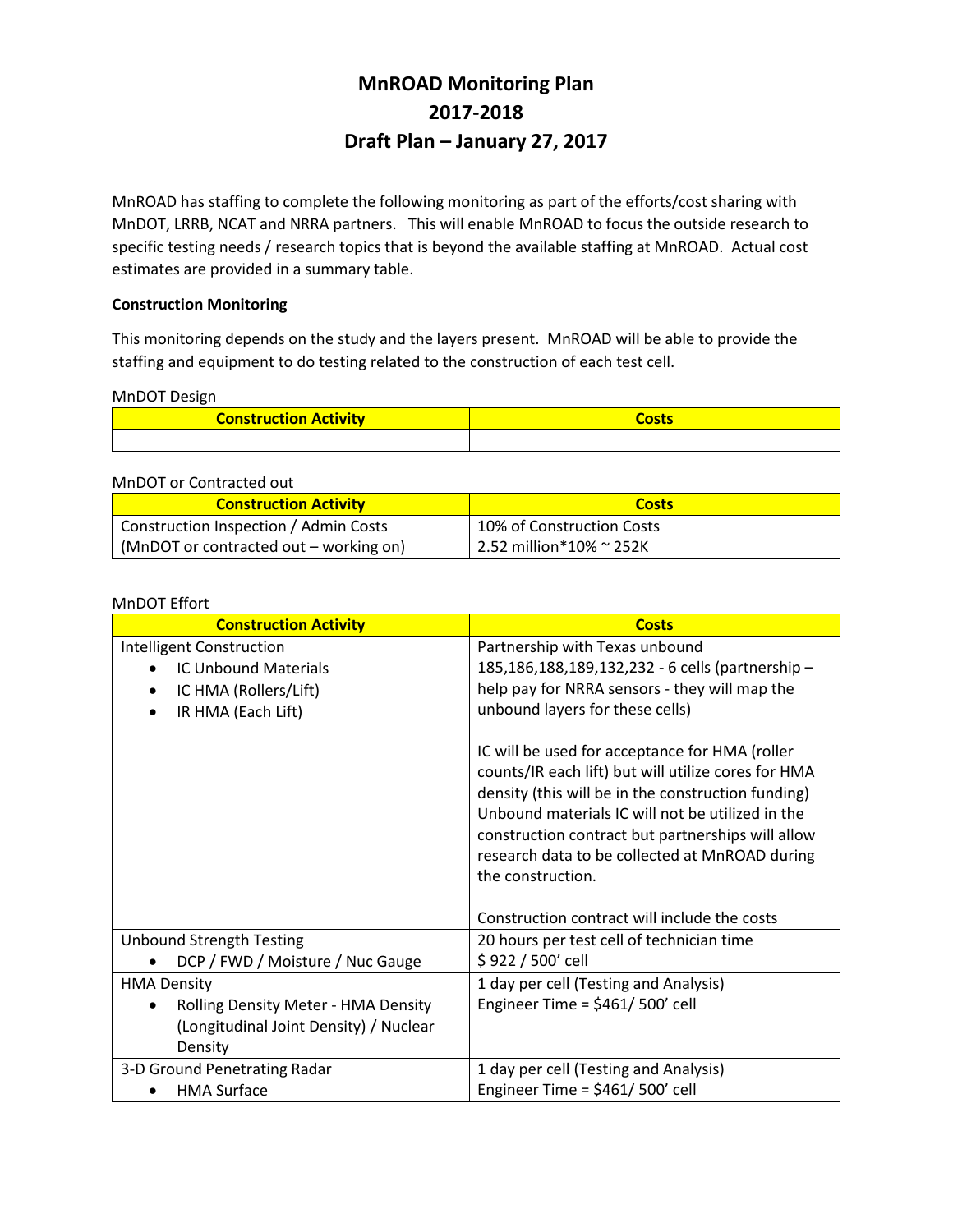# MnROAD Monitoring Plan
# 2017-2018
# Draft Plan – January 27, 2017

MnROAD has staffing to complete the following monitoring as part of the efforts/cost sharing with MnDOT, LRRB, NCAT and NRRA partners. This will enable MnROAD to focus the outside research to specific testing needs / research topics that is beyond the available staffing at MnROAD. Actual cost estimates are provided in a summary table.

**Construction Monitoring**

This monitoring depends on the study and the layers present. MnROAD will be able to provide the staffing and equipment to do testing related to the construction of each test cell.

MnDOT Design

| Construction Activity | Costs |
| --- | --- |
| | |

MnDOT or Contracted out

| Construction Activity | Costs |
| --- | --- |
| Construction Inspection / Admin Costs (MnDOT or contracted out – working on) | 10% of Construction Costs<br>2.52 million*10% ~ 252K |

MnDOT Effort

| Construction Activity | Costs |
| --- | --- |
| Intelligent Construction<br>• IC Unbound Materials<br>• IC HMA (Rollers/Lift)<br>• IR HMA (Each Lift) | Partnership with Texas unbound 185,186,188,189,132,232 - 6 cells (partnership – help pay for NRRA sensors - they will map the unbound layers for these cells)<br><br>IC will be used for acceptance for HMA (roller counts/IR each lift) but will utilize cores for HMA density (this will be in the construction funding) Unbound materials IC will not be utilized in the construction contract but partnerships will allow research data to be collected at MnROAD during the construction.<br><br>Construction contract will include the costs |
| Unbound Strength Testing<br>• DCP / FWD / Moisture / Nuc Gauge | 20 hours per test cell of technician time<br>$ 922 / 500' cell |
| HMA Density<br>• Rolling Density Meter - HMA Density (Longitudinal Joint Density) / Nuclear Density | 1 day per cell (Testing and Analysis)<br>Engineer Time = $461/ 500' cell |
| 3-D Ground Penetrating Radar<br>• HMA Surface | 1 day per cell (Testing and Analysis)<br>Engineer Time = $461/ 500' cell |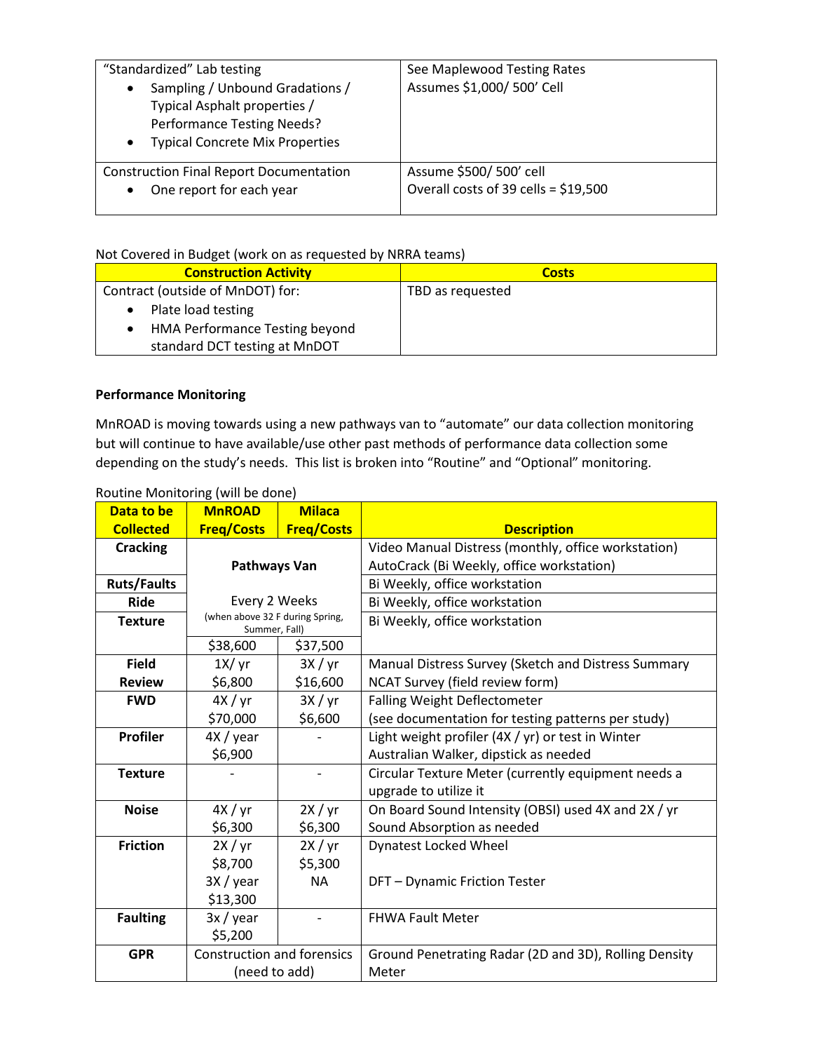| "Standardized" Lab testing<br>• Sampling / Unbound Gradations / Typical Asphalt properties / Performance Testing Needs?<br>• Typical Concrete Mix Properties | See Maplewood Testing Rates<br>Assumes $1,000/ 500' Cell |
|---|---|
| Construction Final Report Documentation<br>• One report for each year | Assume $500/ 500' cell<br>Overall costs of 39 cells = $19,500 |

Not Covered in Budget (work on as requested by NRRA teams)

| Construction Activity | Costs |
|---|---|
| Contract (outside of MnDOT) for:<br>• Plate load testing<br>• HMA Performance Testing beyond standard DCT testing at MnDOT | TBD as requested |

**Performance Monitoring**

MnROAD is moving towards using a new pathways van to "automate" our data collection monitoring but will continue to have available/use other past methods of performance data collection some depending on the study's needs. This list is broken into "Routine" and "Optional" monitoring.

Routine Monitoring (will be done)

| Data to be Collected | MnROAD Freq/Costs | Milaca Freq/Costs | Description |
|---|---|---|---|
| **Cracking** | Pathways Van | | Video Manual Distress (monthly, office workstation)<br>AutoCrack (Bi Weekly, office workstation) |
| **Ruts/Faults** | | | Bi Weekly, office workstation |
| **Ride** | Every 2 Weeks | | Bi Weekly, office workstation |
| **Texture** | (when above 32 F during Spring, Summer, Fall) | | Bi Weekly, office workstation |
| | $38,600 | $37,500 | |
| **Field Review** | 1X/ yr<br>$6,800 | 3X / yr<br>$16,600 | Manual Distress Survey (Sketch and Distress Summary<br>NCAT Survey (field review form) |
| **FWD** | 4X / yr<br>$70,000 | 3X / yr<br>$6,600 | Falling Weight Deflectometer<br>(see documentation for testing patterns per study) |
| **Profiler** | 4X / year<br>$6,900 | - | Light weight profiler (4X / yr) or test in Winter<br>Australian Walker, dipstick as needed |
| **Texture** | - | - | Circular Texture Meter (currently equipment needs a upgrade to utilize it |
| **Noise** | 4X / yr<br>$6,300 | 2X / yr<br>$6,300 | On Board Sound Intensity (OBSI) used 4X and 2X / yr<br>Sound Absorption as needed |
| **Friction** | 2X / yr<br>$8,700<br>3X / year<br>$13,300 | 2X / yr<br>$5,300<br>NA | Dynatest Locked Wheel<br><br>DFT – Dynamic Friction Tester |
| **Faulting** | 3x / year<br>$5,200 | - | FHWA Fault Meter |
| **GPR** | Construction and forensics (need to add) | | Ground Penetrating Radar (2D and 3D), Rolling Density Meter |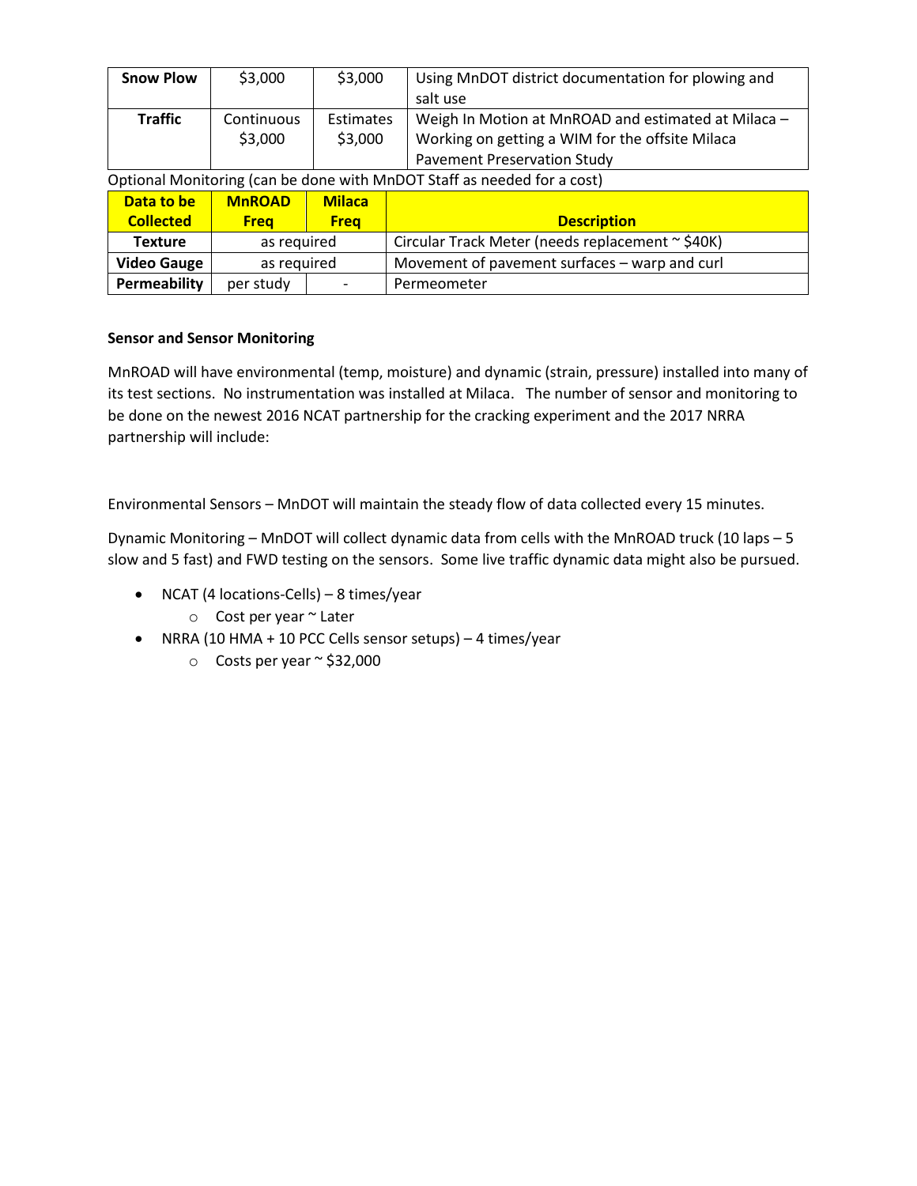| | | | |
|---|---|---|---|
| **Snow Plow** | \$3,000 | \$3,000 | Using MnDOT district documentation for plowing and salt use |
| **Traffic** | Continuous \$3,000 | Estimates \$3,000 | Weigh In Motion at MnROAD and estimated at Milaca – Working on getting a WIM for the offsite Milaca Pavement Preservation Study |

Optional Monitoring (can be done with MnDOT Staff as needed for a cost)

| Data to be Collected | MnROAD Freq | Milaca Freq | Description |
|---|---|---|---|
| **Texture** | as required | | Circular Track Meter (needs replacement ~ \$40K) |
| **Video Gauge** | as required | | Movement of pavement surfaces – warp and curl |
| **Permeability** | per study | - | Permeometer |

**Sensor and Sensor Monitoring**

MnROAD will have environmental (temp, moisture) and dynamic (strain, pressure) installed into many of its test sections. No instrumentation was installed at Milaca. The number of sensor and monitoring to be done on the newest 2016 NCAT partnership for the cracking experiment and the 2017 NRRA partnership will include:

Environmental Sensors – MnDOT will maintain the steady flow of data collected every 15 minutes.

Dynamic Monitoring – MnDOT will collect dynamic data from cells with the MnROAD truck (10 laps – 5 slow and 5 fast) and FWD testing on the sensors. Some live traffic dynamic data might also be pursued.

- NCAT (4 locations-Cells) – 8 times/year
    - Cost per year ~ Later
- NRRA (10 HMA + 10 PCC Cells sensor setups) – 4 times/year
    - Costs per year ~ \$32,000